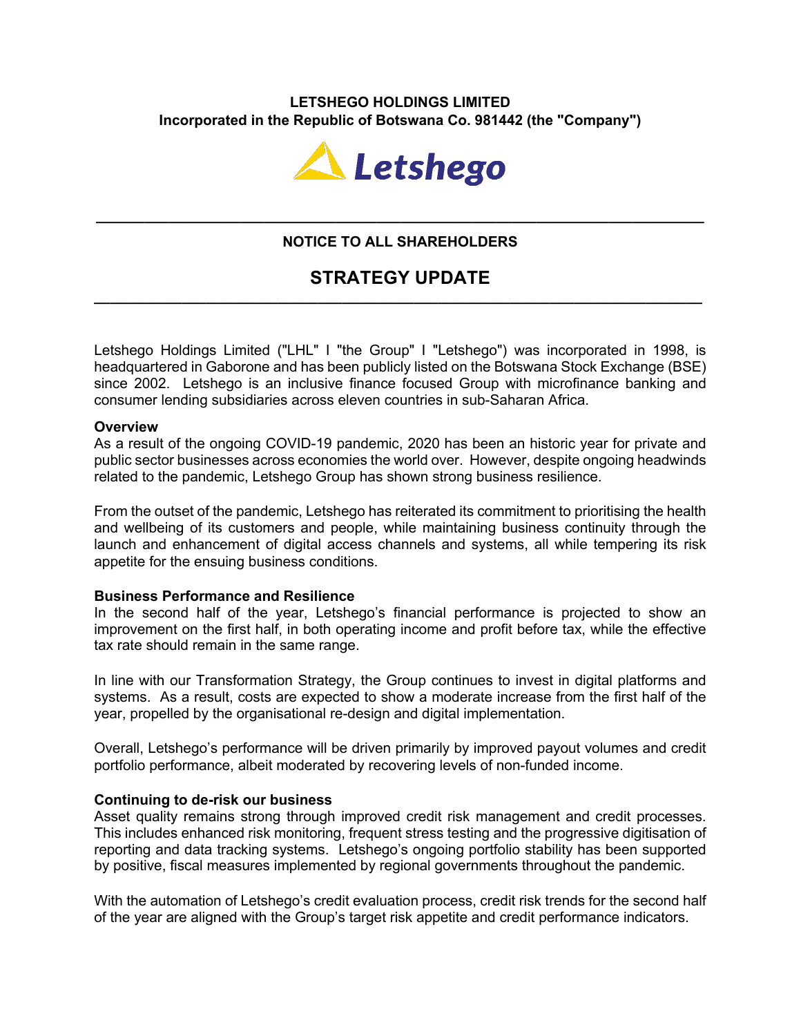**LETSHEGO HOLDINGS LIMITED**
**Incorporated in the Republic of Botswana Co. 981442 (the "Company")**

---

## NOTICE TO ALL SHAREHOLDERS

# STRATEGY UPDATE

---

Letshego Holdings Limited ("LHL" I "the Group" I "Letshego") was incorporated in 1998, is headquartered in Gaborone and has been publicly listed on the Botswana Stock Exchange (BSE) since 2002. Letshego is an inclusive finance focused Group with microfinance banking and consumer lending subsidiaries across eleven countries in sub-Saharan Africa.

**Overview**

As a result of the ongoing COVID-19 pandemic, 2020 has been an historic year for private and public sector businesses across economies the world over. However, despite ongoing headwinds related to the pandemic, Letshego Group has shown strong business resilience.

From the outset of the pandemic, Letshego has reiterated its commitment to prioritising the health and wellbeing of its customers and people, while maintaining business continuity through the launch and enhancement of digital access channels and systems, all while tempering its risk appetite for the ensuing business conditions.

**Business Performance and Resilience**

In the second half of the year, Letshego's financial performance is projected to show an improvement on the first half, in both operating income and profit before tax, while the effective tax rate should remain in the same range.

In line with our Transformation Strategy, the Group continues to invest in digital platforms and systems. As a result, costs are expected to show a moderate increase from the first half of the year, propelled by the organisational re-design and digital implementation.

Overall, Letshego's performance will be driven primarily by improved payout volumes and credit portfolio performance, albeit moderated by recovering levels of non-funded income.

**Continuing to de-risk our business**

Asset quality remains strong through improved credit risk management and credit processes. This includes enhanced risk monitoring, frequent stress testing and the progressive digitisation of reporting and data tracking systems. Letshego's ongoing portfolio stability has been supported by positive, fiscal measures implemented by regional governments throughout the pandemic.

With the automation of Letshego's credit evaluation process, credit risk trends for the second half of the year are aligned with the Group's target risk appetite and credit performance indicators.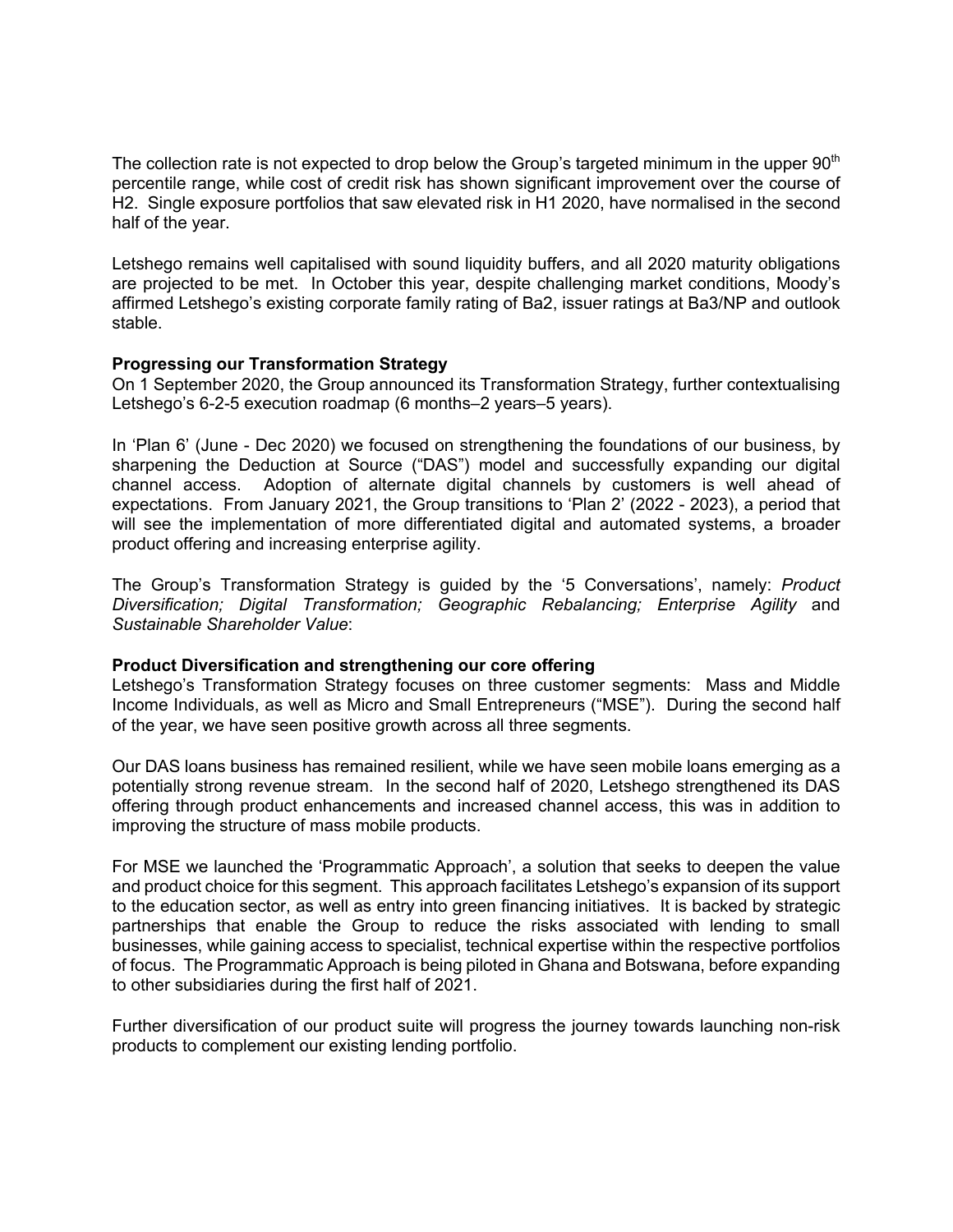The collection rate is not expected to drop below the Group's targeted minimum in the upper 90$^{th}$ percentile range, while cost of credit risk has shown significant improvement over the course of H2. Single exposure portfolios that saw elevated risk in H1 2020, have normalised in the second half of the year.

Letshego remains well capitalised with sound liquidity buffers, and all 2020 maturity obligations are projected to be met. In October this year, despite challenging market conditions, Moody's affirmed Letshego's existing corporate family rating of Ba2, issuer ratings at Ba3/NP and outlook stable.

**Progressing our Transformation Strategy**

On 1 September 2020, the Group announced its Transformation Strategy, further contextualising Letshego's 6-2-5 execution roadmap (6 months–2 years–5 years).

In 'Plan 6' (June - Dec 2020) we focused on strengthening the foundations of our business, by sharpening the Deduction at Source ("DAS") model and successfully expanding our digital channel access. Adoption of alternate digital channels by customers is well ahead of expectations. From January 2021, the Group transitions to 'Plan 2' (2022 - 2023), a period that will see the implementation of more differentiated digital and automated systems, a broader product offering and increasing enterprise agility.

The Group's Transformation Strategy is guided by the '5 Conversations', namely: *Product Diversification; Digital Transformation; Geographic Rebalancing; Enterprise Agility* and *Sustainable Shareholder Value*:

**Product Diversification and strengthening our core offering**

Letshego's Transformation Strategy focuses on three customer segments: Mass and Middle Income Individuals, as well as Micro and Small Entrepreneurs ("MSE"). During the second half of the year, we have seen positive growth across all three segments.

Our DAS loans business has remained resilient, while we have seen mobile loans emerging as a potentially strong revenue stream. In the second half of 2020, Letshego strengthened its DAS offering through product enhancements and increased channel access, this was in addition to improving the structure of mass mobile products.

For MSE we launched the 'Programmatic Approach', a solution that seeks to deepen the value and product choice for this segment. This approach facilitates Letshego's expansion of its support to the education sector, as well as entry into green financing initiatives. It is backed by strategic partnerships that enable the Group to reduce the risks associated with lending to small businesses, while gaining access to specialist, technical expertise within the respective portfolios of focus. The Programmatic Approach is being piloted in Ghana and Botswana, before expanding to other subsidiaries during the first half of 2021.

Further diversification of our product suite will progress the journey towards launching non-risk products to complement our existing lending portfolio.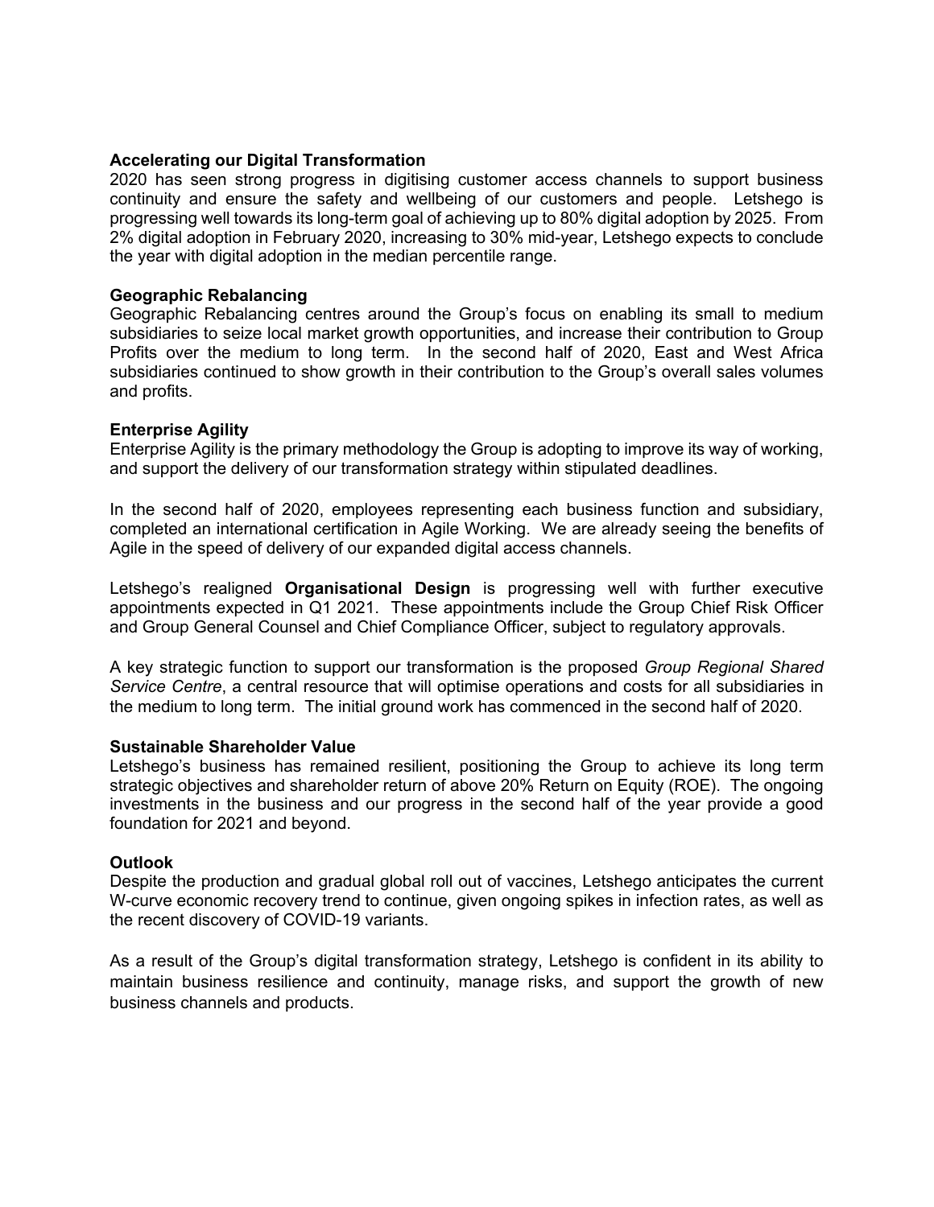**Accelerating our Digital Transformation**
2020 has seen strong progress in digitising customer access channels to support business continuity and ensure the safety and wellbeing of our customers and people. Letshego is progressing well towards its long-term goal of achieving up to 80% digital adoption by 2025. From 2% digital adoption in February 2020, increasing to 30% mid-year, Letshego expects to conclude the year with digital adoption in the median percentile range.

**Geographic Rebalancing**
Geographic Rebalancing centres around the Group's focus on enabling its small to medium subsidiaries to seize local market growth opportunities, and increase their contribution to Group Profits over the medium to long term. In the second half of 2020, East and West Africa subsidiaries continued to show growth in their contribution to the Group's overall sales volumes and profits.

**Enterprise Agility**
Enterprise Agility is the primary methodology the Group is adopting to improve its way of working, and support the delivery of our transformation strategy within stipulated deadlines.

In the second half of 2020, employees representing each business function and subsidiary, completed an international certification in Agile Working. We are already seeing the benefits of Agile in the speed of delivery of our expanded digital access channels.

Letshego's realigned **Organisational Design** is progressing well with further executive appointments expected in Q1 2021. These appointments include the Group Chief Risk Officer and Group General Counsel and Chief Compliance Officer, subject to regulatory approvals.

A key strategic function to support our transformation is the proposed *Group Regional Shared Service Centre*, a central resource that will optimise operations and costs for all subsidiaries in the medium to long term. The initial ground work has commenced in the second half of 2020.

**Sustainable Shareholder Value**
Letshego's business has remained resilient, positioning the Group to achieve its long term strategic objectives and shareholder return of above 20% Return on Equity (ROE). The ongoing investments in the business and our progress in the second half of the year provide a good foundation for 2021 and beyond.

**Outlook**
Despite the production and gradual global roll out of vaccines, Letshego anticipates the current W-curve economic recovery trend to continue, given ongoing spikes in infection rates, as well as the recent discovery of COVID-19 variants.

As a result of the Group's digital transformation strategy, Letshego is confident in its ability to maintain business resilience and continuity, manage risks, and support the growth of new business channels and products.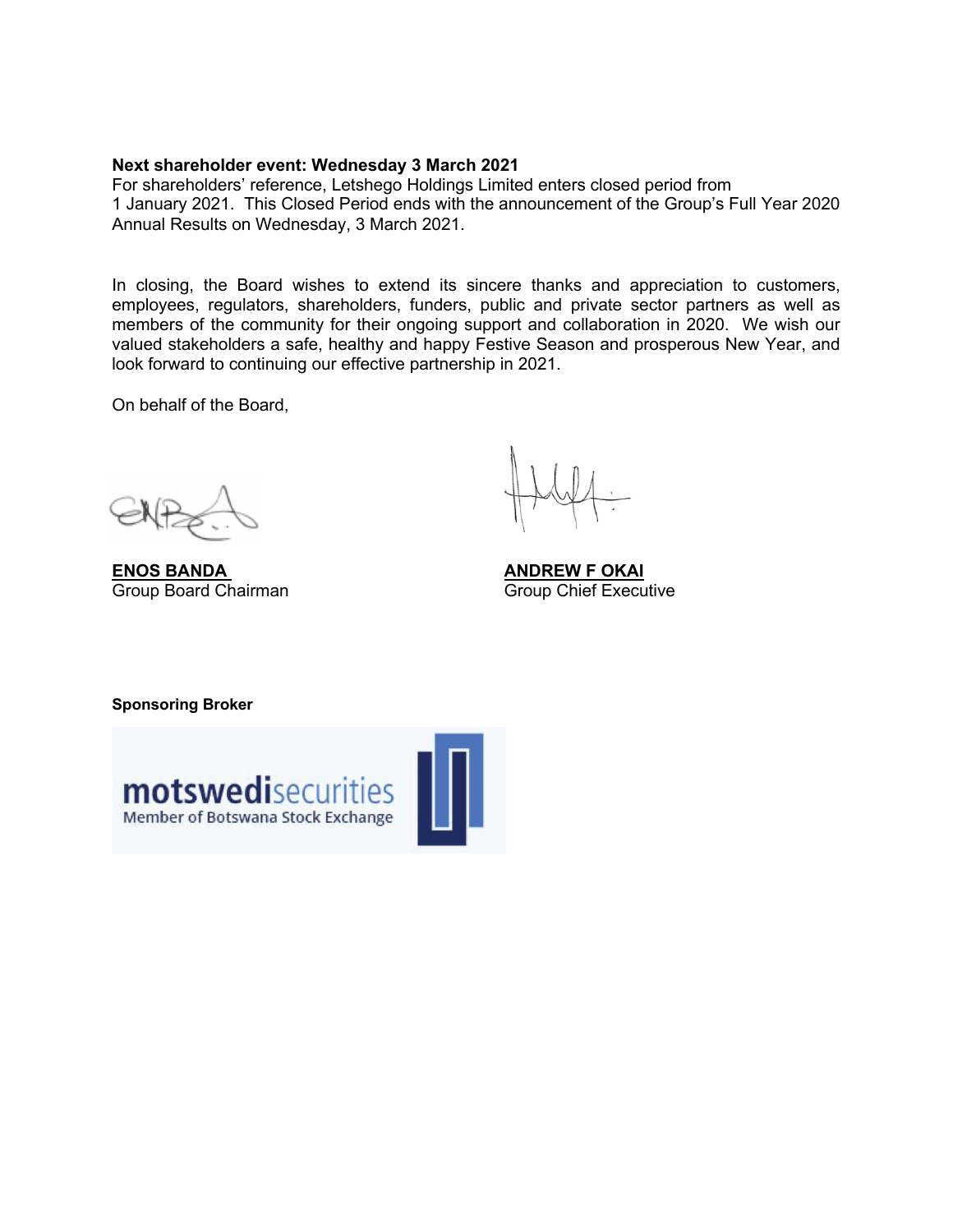**Next shareholder event: Wednesday 3 March 2021**

For shareholders' reference, Letshego Holdings Limited enters closed period from 1 January 2021. This Closed Period ends with the announcement of the Group's Full Year 2020 Annual Results on Wednesday, 3 March 2021.

In closing, the Board wishes to extend its sincere thanks and appreciation to customers, employees, regulators, shareholders, funders, public and private sector partners as well as members of the community for their ongoing support and collaboration in 2020. We wish our valued stakeholders a safe, healthy and happy Festive Season and prosperous New Year, and look forward to continuing our effective partnership in 2021.

On behalf of the Board,

**ENOS BANDA**
Group Board Chairman

**ANDREW F OKAI**
Group Chief Executive

**Sponsoring Broker**

motswedisecurities
Member of Botswana Stock Exchange